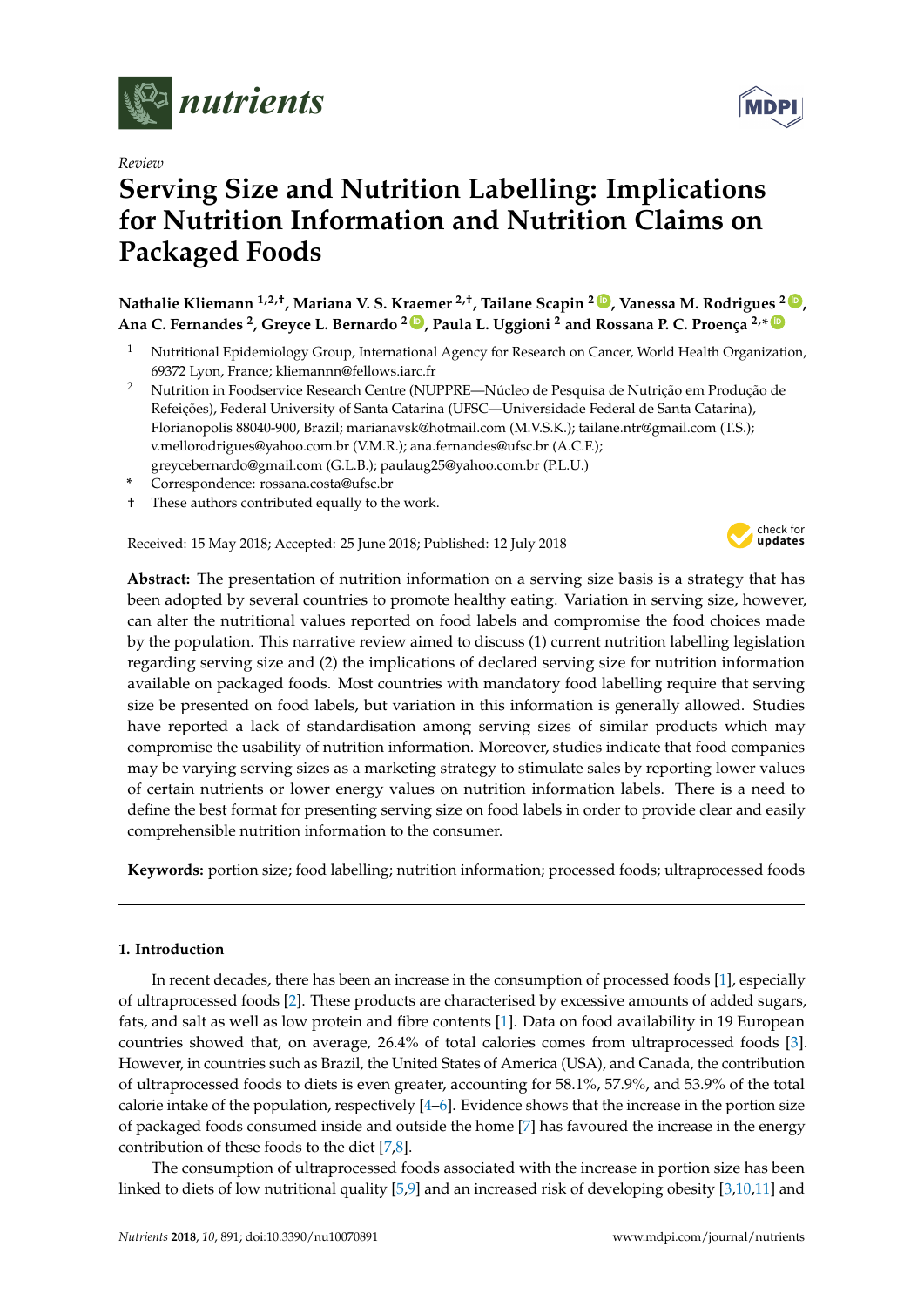*Review*

# Serving Size and Nutrition Labelling: Implications for Nutrition Information and Nutrition Claims on Packaged Foods

**Nathalie Kliemann [1,2,†], Mariana V. S. Kraemer [2,†], Tailane Scapin [2], Vanessa M. Rodrigues [2], Ana C. Fernandes [2], Greyce L. Bernardo [2], Paula L. Uggioni [2] and Rossana P. C. Proença [2,*]**

[1] Nutritional Epidemiology Group, International Agency for Research on Cancer, World Health Organization, 69372 Lyon, France; kliemannn@fellows.iarc.fr

[2] Nutrition in Foodservice Research Centre (NUPPRE—Núcleo de Pesquisa de Nutrição em Produção de Refeições), Federal University of Santa Catarina (UFSC—Universidade Federal de Santa Catarina), Florianopolis 88040-900, Brazil; marianavsk@hotmail.com (M.V.S.K.); tailane.ntr@gmail.com (T.S.); v.mellorodrigues@yahoo.com.br (V.M.R.); ana.fernandes@ufsc.br (A.C.F.); greycebernardo@gmail.com (G.L.B.); paulaug25@yahoo.com.br (P.L.U.)

\* Correspondence: rossana.costa@ufsc.br

† These authors contributed equally to the work.

Received: 15 May 2018; Accepted: 25 June 2018; Published: 12 July 2018

**Abstract:** The presentation of nutrition information on a serving size basis is a strategy that has been adopted by several countries to promote healthy eating. Variation in serving size, however, can alter the nutritional values reported on food labels and compromise the food choices made by the population. This narrative review aimed to discuss (1) current nutrition labelling legislation regarding serving size and (2) the implications of declared serving size for nutrition information available on packaged foods. Most countries with mandatory food labelling require that serving size be presented on food labels, but variation in this information is generally allowed. Studies have reported a lack of standardisation among serving sizes of similar products which may compromise the usability of nutrition information. Moreover, studies indicate that food companies may be varying serving sizes as a marketing strategy to stimulate sales by reporting lower values of certain nutrients or lower energy values on nutrition information labels. There is a need to define the best format for presenting serving size on food labels in order to provide clear and easily comprehensible nutrition information to the consumer.

**Keywords:** portion size; food labelling; nutrition information; processed foods; ultraprocessed foods

## 1. Introduction

In recent decades, there has been an increase in the consumption of processed foods [1], especially of ultraprocessed foods [2]. These products are characterised by excessive amounts of added sugars, fats, and salt as well as low protein and fibre contents [1]. Data on food availability in 19 European countries showed that, on average, 26.4% of total calories comes from ultraprocessed foods [3]. However, in countries such as Brazil, the United States of America (USA), and Canada, the contribution of ultraprocessed foods to diets is even greater, accounting for 58.1%, 57.9%, and 53.9% of the total calorie intake of the population, respectively [4–6]. Evidence shows that the increase in the portion size of packaged foods consumed inside and outside the home [7] has favoured the increase in the energy contribution of these foods to the diet [7,8].

The consumption of ultraprocessed foods associated with the increase in portion size has been linked to diets of low nutritional quality [5,9] and an increased risk of developing obesity [3,10,11] and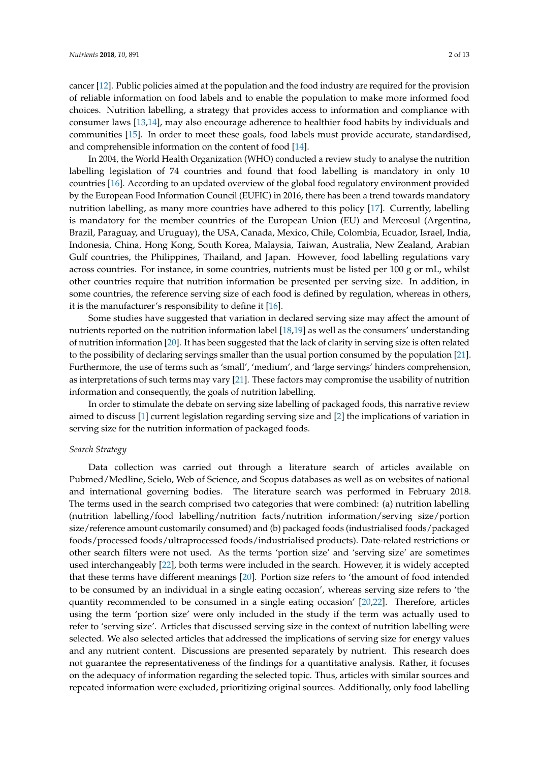cancer [12]. Public policies aimed at the population and the food industry are required for the provision of reliable information on food labels and to enable the population to make more informed food choices. Nutrition labelling, a strategy that provides access to information and compliance with consumer laws [13,14], may also encourage adherence to healthier food habits by individuals and communities [15]. In order to meet these goals, food labels must provide accurate, standardised, and comprehensible information on the content of food [14].

In 2004, the World Health Organization (WHO) conducted a review study to analyse the nutrition labelling legislation of 74 countries and found that food labelling is mandatory in only 10 countries [16]. According to an updated overview of the global food regulatory environment provided by the European Food Information Council (EUFIC) in 2016, there has been a trend towards mandatory nutrition labelling, as many more countries have adhered to this policy [17]. Currently, labelling is mandatory for the member countries of the European Union (EU) and Mercosul (Argentina, Brazil, Paraguay, and Uruguay), the USA, Canada, Mexico, Chile, Colombia, Ecuador, Israel, India, Indonesia, China, Hong Kong, South Korea, Malaysia, Taiwan, Australia, New Zealand, Arabian Gulf countries, the Philippines, Thailand, and Japan. However, food labelling regulations vary across countries. For instance, in some countries, nutrients must be listed per 100 g or mL, whilst other countries require that nutrition information be presented per serving size. In addition, in some countries, the reference serving size of each food is defined by regulation, whereas in others, it is the manufacturer's responsibility to define it [16].

Some studies have suggested that variation in declared serving size may affect the amount of nutrients reported on the nutrition information label [18,19] as well as the consumers' understanding of nutrition information [20]. It has been suggested that the lack of clarity in serving size is often related to the possibility of declaring servings smaller than the usual portion consumed by the population [21]. Furthermore, the use of terms such as 'small', 'medium', and 'large servings' hinders comprehension, as interpretations of such terms may vary [21]. These factors may compromise the usability of nutrition information and consequently, the goals of nutrition labelling.

In order to stimulate the debate on serving size labelling of packaged foods, this narrative review aimed to discuss [1] current legislation regarding serving size and [2] the implications of variation in serving size for the nutrition information of packaged foods.

*Search Strategy*

Data collection was carried out through a literature search of articles available on Pubmed/Medline, Scielo, Web of Science, and Scopus databases as well as on websites of national and international governing bodies. The literature search was performed in February 2018. The terms used in the search comprised two categories that were combined: (a) nutrition labelling (nutrition labelling/food labelling/nutrition facts/nutrition information/serving size/portion size/reference amount customarily consumed) and (b) packaged foods (industrialised foods/packaged foods/processed foods/ultraprocessed foods/industrialised products). Date-related restrictions or other search filters were not used. As the terms 'portion size' and 'serving size' are sometimes used interchangeably [22], both terms were included in the search. However, it is widely accepted that these terms have different meanings [20]. Portion size refers to 'the amount of food intended to be consumed by an individual in a single eating occasion', whereas serving size refers to 'the quantity recommended to be consumed in a single eating occasion' [20,22]. Therefore, articles using the term 'portion size' were only included in the study if the term was actually used to refer to 'serving size'. Articles that discussed serving size in the context of nutrition labelling were selected. We also selected articles that addressed the implications of serving size for energy values and any nutrient content. Discussions are presented separately by nutrient. This research does not guarantee the representativeness of the findings for a quantitative analysis. Rather, it focuses on the adequacy of information regarding the selected topic. Thus, articles with similar sources and repeated information were excluded, prioritizing original sources. Additionally, only food labelling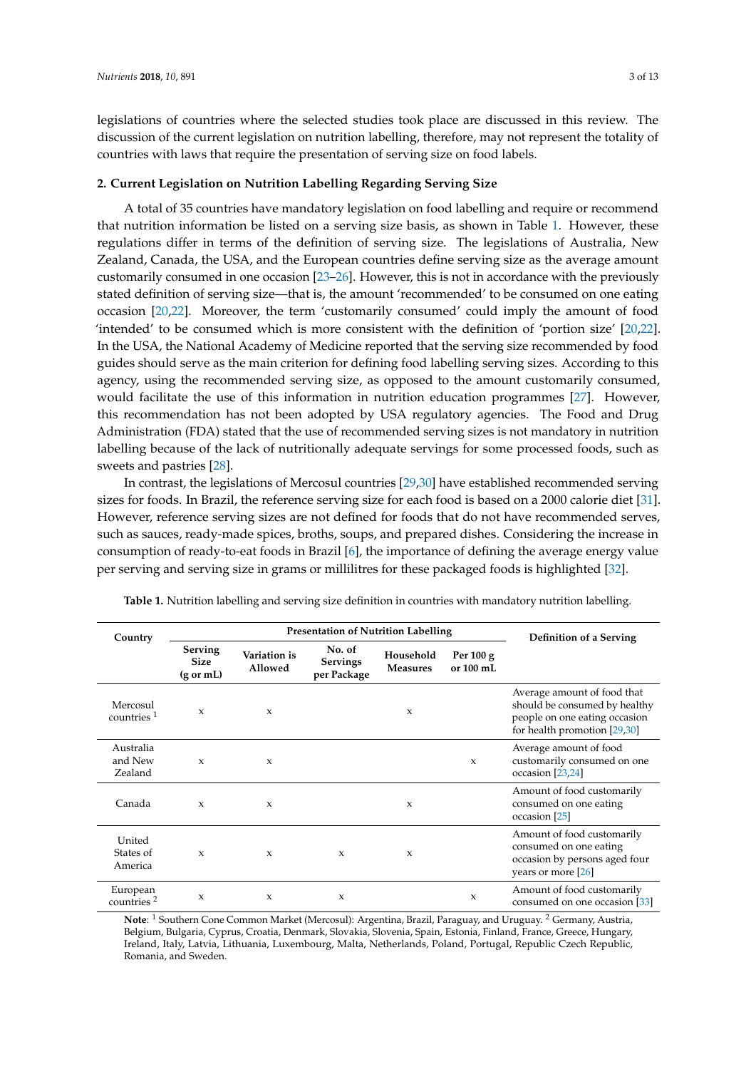legislations of countries where the selected studies took place are discussed in this review. The discussion of the current legislation on nutrition labelling, therefore, may not represent the totality of countries with laws that require the presentation of serving size on food labels.

## 2. Current Legislation on Nutrition Labelling Regarding Serving Size

A total of 35 countries have mandatory legislation on food labelling and require or recommend that nutrition information be listed on a serving size basis, as shown in Table 1. However, these regulations differ in terms of the definition of serving size. The legislations of Australia, New Zealand, Canada, the USA, and the European countries define serving size as the average amount customarily consumed in one occasion [23–26]. However, this is not in accordance with the previously stated definition of serving size—that is, the amount 'recommended' to be consumed on one eating occasion [20,22]. Moreover, the term 'customarily consumed' could imply the amount of food 'intended' to be consumed which is more consistent with the definition of 'portion size' [20,22]. In the USA, the National Academy of Medicine reported that the serving size recommended by food guides should serve as the main criterion for defining food labelling serving sizes. According to this agency, using the recommended serving size, as opposed to the amount customarily consumed, would facilitate the use of this information in nutrition education programmes [27]. However, this recommendation has not been adopted by USA regulatory agencies. The Food and Drug Administration (FDA) stated that the use of recommended serving sizes is not mandatory in nutrition labelling because of the lack of nutritionally adequate servings for some processed foods, such as sweets and pastries [28].

In contrast, the legislations of Mercosul countries [29,30] have established recommended serving sizes for foods. In Brazil, the reference serving size for each food is based on a 2000 calorie diet [31]. However, reference serving sizes are not defined for foods that do not have recommended serves, such as sauces, ready-made spices, broths, soups, and prepared dishes. Considering the increase in consumption of ready-to-eat foods in Brazil [6], the importance of defining the average energy value per serving and serving size in grams or millilitres for these packaged foods is highlighted [32].

**Table 1.** Nutrition labelling and serving size definition in countries with mandatory nutrition labelling.

| Country | Presentation of Nutrition Labelling | | | | | Definition of a Serving |
|---|---|---|---|---|---|---|
| | Serving Size (g or mL) | Variation is Allowed | No. of Servings per Package | Household Measures | Per 100 g or 100 mL | |
| Mercosul countries [1] | x | x | | x | | Average amount of food that should be consumed by healthy people on one eating occasion for health promotion [29,30] |
| Australia and New Zealand | x | x | | | x | Average amount of food customarily consumed on one occasion [23,24] |
| Canada | x | x | | x | | Amount of food customarily consumed on one eating occasion [25] |
| United States of America | x | x | x | x | | Amount of food customarily consumed on one eating occasion by persons aged four years or more [26] |
| European countries [2] | x | x | x | | x | Amount of food customarily consumed on one occasion [33] |

**Note**: [1] Southern Cone Common Market (Mercosul): Argentina, Brazil, Paraguay, and Uruguay. [2] Germany, Austria, Belgium, Bulgaria, Cyprus, Croatia, Denmark, Slovakia, Slovenia, Spain, Estonia, Finland, France, Greece, Hungary, Ireland, Italy, Latvia, Lithuania, Luxembourg, Malta, Netherlands, Poland, Portugal, Republic Czech Republic, Romania, and Sweden.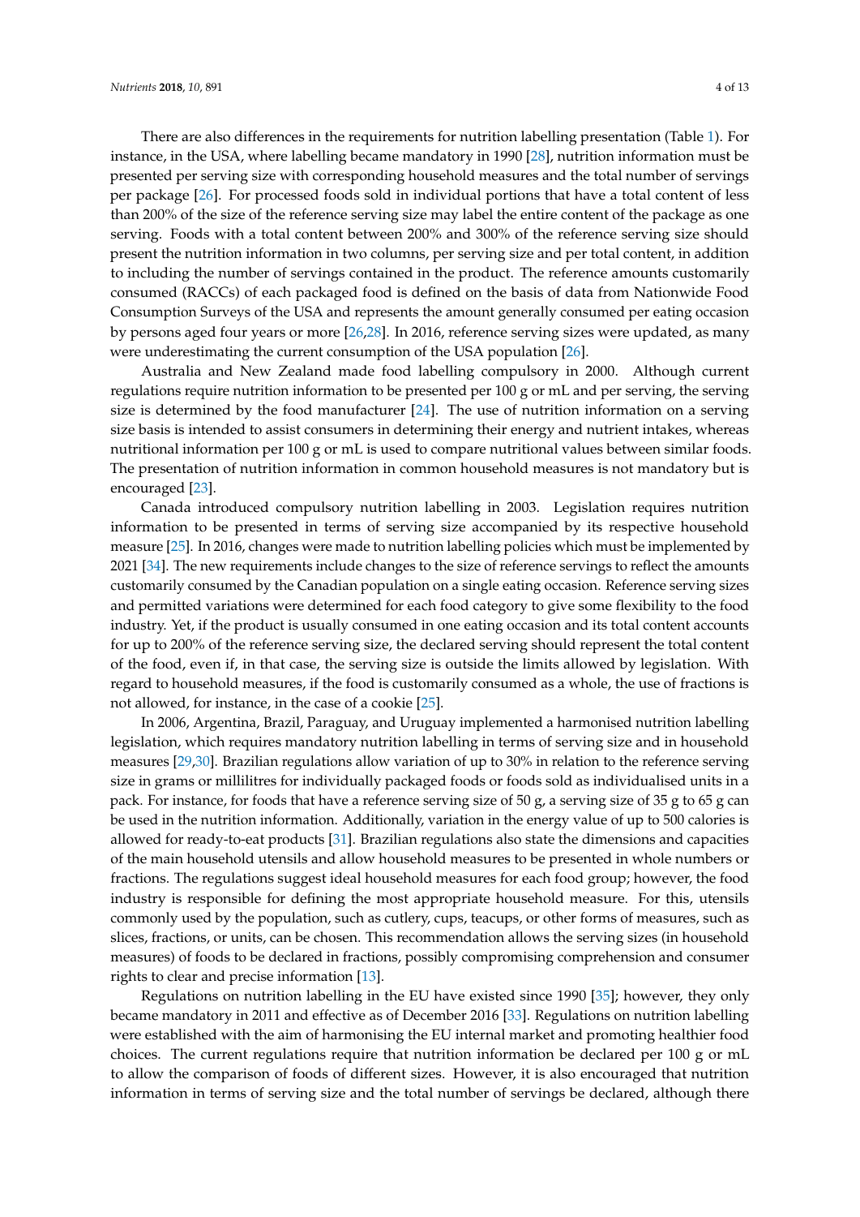There are also differences in the requirements for nutrition labelling presentation (Table 1). For instance, in the USA, where labelling became mandatory in 1990 [28], nutrition information must be presented per serving size with corresponding household measures and the total number of servings per package [26]. For processed foods sold in individual portions that have a total content of less than 200% of the size of the reference serving size may label the entire content of the package as one serving. Foods with a total content between 200% and 300% of the reference serving size should present the nutrition information in two columns, per serving size and per total content, in addition to including the number of servings contained in the product. The reference amounts customarily consumed (RACCs) of each packaged food is defined on the basis of data from Nationwide Food Consumption Surveys of the USA and represents the amount generally consumed per eating occasion by persons aged four years or more [26,28]. In 2016, reference serving sizes were updated, as many were underestimating the current consumption of the USA population [26].

Australia and New Zealand made food labelling compulsory in 2000. Although current regulations require nutrition information to be presented per 100 g or mL and per serving, the serving size is determined by the food manufacturer [24]. The use of nutrition information on a serving size basis is intended to assist consumers in determining their energy and nutrient intakes, whereas nutritional information per 100 g or mL is used to compare nutritional values between similar foods. The presentation of nutrition information in common household measures is not mandatory but is encouraged [23].

Canada introduced compulsory nutrition labelling in 2003. Legislation requires nutrition information to be presented in terms of serving size accompanied by its respective household measure [25]. In 2016, changes were made to nutrition labelling policies which must be implemented by 2021 [34]. The new requirements include changes to the size of reference servings to reflect the amounts customarily consumed by the Canadian population on a single eating occasion. Reference serving sizes and permitted variations were determined for each food category to give some flexibility to the food industry. Yet, if the product is usually consumed in one eating occasion and its total content accounts for up to 200% of the reference serving size, the declared serving should represent the total content of the food, even if, in that case, the serving size is outside the limits allowed by legislation. With regard to household measures, if the food is customarily consumed as a whole, the use of fractions is not allowed, for instance, in the case of a cookie [25].

In 2006, Argentina, Brazil, Paraguay, and Uruguay implemented a harmonised nutrition labelling legislation, which requires mandatory nutrition labelling in terms of serving size and in household measures [29,30]. Brazilian regulations allow variation of up to 30% in relation to the reference serving size in grams or millilitres for individually packaged foods or foods sold as individualised units in a pack. For instance, for foods that have a reference serving size of 50 g, a serving size of 35 g to 65 g can be used in the nutrition information. Additionally, variation in the energy value of up to 500 calories is allowed for ready-to-eat products [31]. Brazilian regulations also state the dimensions and capacities of the main household utensils and allow household measures to be presented in whole numbers or fractions. The regulations suggest ideal household measures for each food group; however, the food industry is responsible for defining the most appropriate household measure. For this, utensils commonly used by the population, such as cutlery, cups, teacups, or other forms of measures, such as slices, fractions, or units, can be chosen. This recommendation allows the serving sizes (in household measures) of foods to be declared in fractions, possibly compromising comprehension and consumer rights to clear and precise information [13].

Regulations on nutrition labelling in the EU have existed since 1990 [35]; however, they only became mandatory in 2011 and effective as of December 2016 [33]. Regulations on nutrition labelling were established with the aim of harmonising the EU internal market and promoting healthier food choices. The current regulations require that nutrition information be declared per 100 g or mL to allow the comparison of foods of different sizes. However, it is also encouraged that nutrition information in terms of serving size and the total number of servings be declared, although there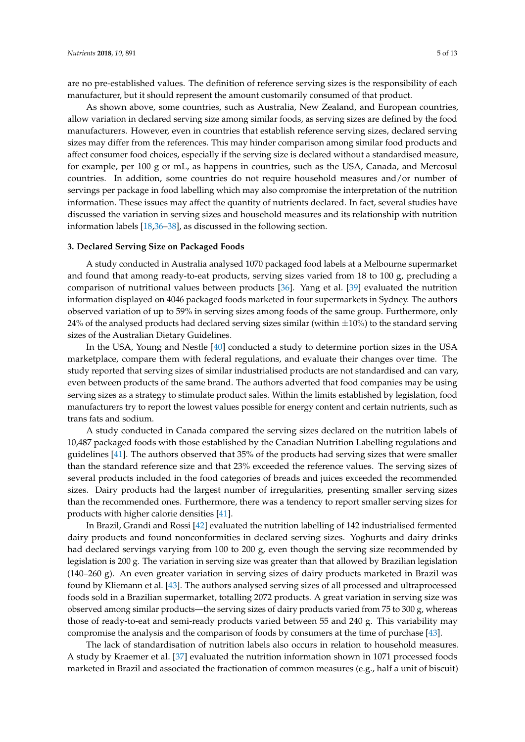are no pre-established values. The definition of reference serving sizes is the responsibility of each manufacturer, but it should represent the amount customarily consumed of that product.

As shown above, some countries, such as Australia, New Zealand, and European countries, allow variation in declared serving size among similar foods, as serving sizes are defined by the food manufacturers. However, even in countries that establish reference serving sizes, declared serving sizes may differ from the references. This may hinder comparison among similar food products and affect consumer food choices, especially if the serving size is declared without a standardised measure, for example, per 100 g or mL, as happens in countries, such as the USA, Canada, and Mercosul countries. In addition, some countries do not require household measures and/or number of servings per package in food labelling which may also compromise the interpretation of the nutrition information. These issues may affect the quantity of nutrients declared. In fact, several studies have discussed the variation in serving sizes and household measures and its relationship with nutrition information labels [18,36–38], as discussed in the following section.

## 3. Declared Serving Size on Packaged Foods

A study conducted in Australia analysed 1070 packaged food labels at a Melbourne supermarket and found that among ready-to-eat products, serving sizes varied from 18 to 100 g, precluding a comparison of nutritional values between products [36]. Yang et al. [39] evaluated the nutrition information displayed on 4046 packaged foods marketed in four supermarkets in Sydney. The authors observed variation of up to 59% in serving sizes among foods of the same group. Furthermore, only 24% of the analysed products had declared serving sizes similar (within $\pm$10%) to the standard serving sizes of the Australian Dietary Guidelines.

In the USA, Young and Nestle [40] conducted a study to determine portion sizes in the USA marketplace, compare them with federal regulations, and evaluate their changes over time. The study reported that serving sizes of similar industrialised products are not standardised and can vary, even between products of the same brand. The authors adverted that food companies may be using serving sizes as a strategy to stimulate product sales. Within the limits established by legislation, food manufacturers try to report the lowest values possible for energy content and certain nutrients, such as trans fats and sodium.

A study conducted in Canada compared the serving sizes declared on the nutrition labels of 10,487 packaged foods with those established by the Canadian Nutrition Labelling regulations and guidelines [41]. The authors observed that 35% of the products had serving sizes that were smaller than the standard reference size and that 23% exceeded the reference values. The serving sizes of several products included in the food categories of breads and juices exceeded the recommended sizes. Dairy products had the largest number of irregularities, presenting smaller serving sizes than the recommended ones. Furthermore, there was a tendency to report smaller serving sizes for products with higher calorie densities [41].

In Brazil, Grandi and Rossi [42] evaluated the nutrition labelling of 142 industrialised fermented dairy products and found nonconformities in declared serving sizes. Yoghurts and dairy drinks had declared servings varying from 100 to 200 g, even though the serving size recommended by legislation is 200 g. The variation in serving size was greater than that allowed by Brazilian legislation (140–260 g). An even greater variation in serving sizes of dairy products marketed in Brazil was found by Kliemann et al. [43]. The authors analysed serving sizes of all processed and ultraprocessed foods sold in a Brazilian supermarket, totalling 2072 products. A great variation in serving size was observed among similar products—the serving sizes of dairy products varied from 75 to 300 g, whereas those of ready-to-eat and semi-ready products varied between 55 and 240 g. This variability may compromise the analysis and the comparison of foods by consumers at the time of purchase [43].

The lack of standardisation of nutrition labels also occurs in relation to household measures. A study by Kraemer et al. [37] evaluated the nutrition information shown in 1071 processed foods marketed in Brazil and associated the fractionation of common measures (e.g., half a unit of biscuit)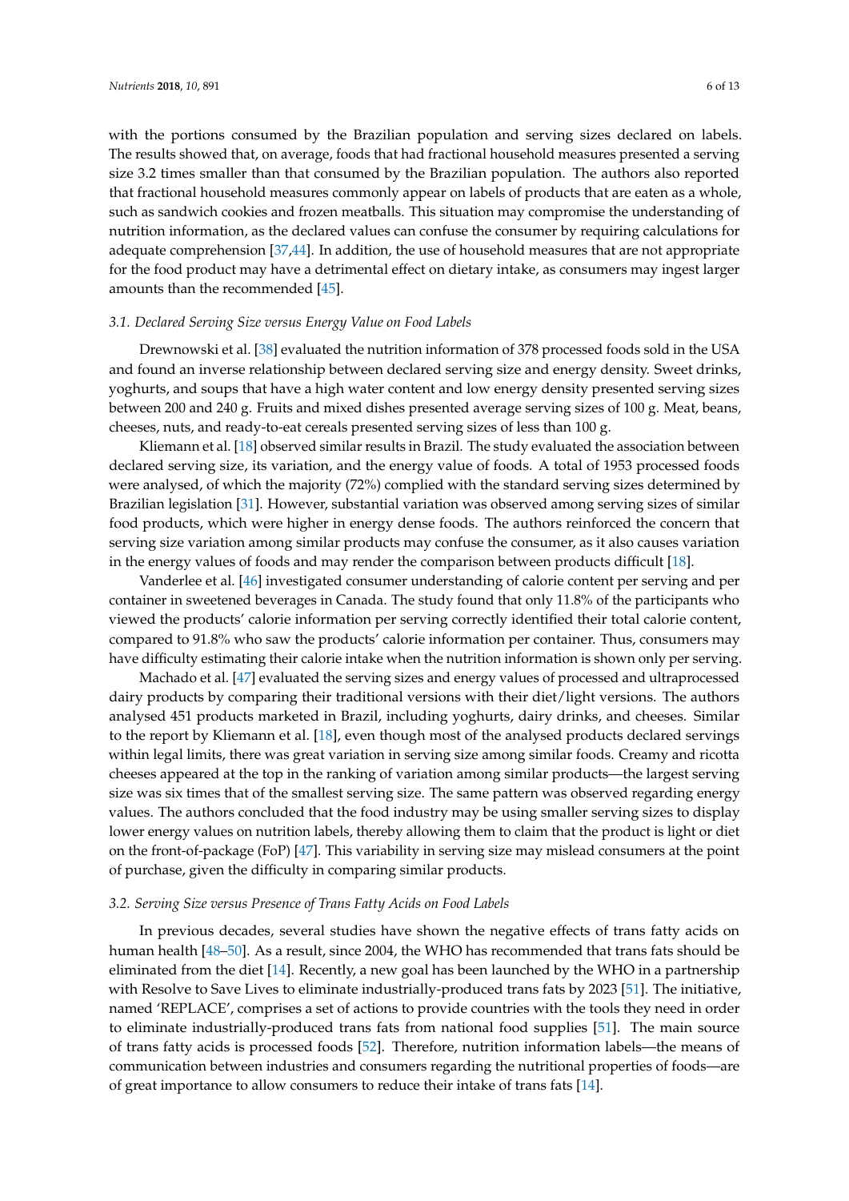with the portions consumed by the Brazilian population and serving sizes declared on labels. The results showed that, on average, foods that had fractional household measures presented a serving size 3.2 times smaller than that consumed by the Brazilian population. The authors also reported that fractional household measures commonly appear on labels of products that are eaten as a whole, such as sandwich cookies and frozen meatballs. This situation may compromise the understanding of nutrition information, as the declared values can confuse the consumer by requiring calculations for adequate comprehension [37,44]. In addition, the use of household measures that are not appropriate for the food product may have a detrimental effect on dietary intake, as consumers may ingest larger amounts than the recommended [45].

### 3.1. Declared Serving Size versus Energy Value on Food Labels

Drewnowski et al. [38] evaluated the nutrition information of 378 processed foods sold in the USA and found an inverse relationship between declared serving size and energy density. Sweet drinks, yoghurts, and soups that have a high water content and low energy density presented serving sizes between 200 and 240 g. Fruits and mixed dishes presented average serving sizes of 100 g. Meat, beans, cheeses, nuts, and ready-to-eat cereals presented serving sizes of less than 100 g.

Kliemann et al. [18] observed similar results in Brazil. The study evaluated the association between declared serving size, its variation, and the energy value of foods. A total of 1953 processed foods were analysed, of which the majority (72%) complied with the standard serving sizes determined by Brazilian legislation [31]. However, substantial variation was observed among serving sizes of similar food products, which were higher in energy dense foods. The authors reinforced the concern that serving size variation among similar products may confuse the consumer, as it also causes variation in the energy values of foods and may render the comparison between products difficult [18].

Vanderlee et al. [46] investigated consumer understanding of calorie content per serving and per container in sweetened beverages in Canada. The study found that only 11.8% of the participants who viewed the products' calorie information per serving correctly identified their total calorie content, compared to 91.8% who saw the products' calorie information per container. Thus, consumers may have difficulty estimating their calorie intake when the nutrition information is shown only per serving.

Machado et al. [47] evaluated the serving sizes and energy values of processed and ultraprocessed dairy products by comparing their traditional versions with their diet/light versions. The authors analysed 451 products marketed in Brazil, including yoghurts, dairy drinks, and cheeses. Similar to the report by Kliemann et al. [18], even though most of the analysed products declared servings within legal limits, there was great variation in serving size among similar foods. Creamy and ricotta cheeses appeared at the top in the ranking of variation among similar products—the largest serving size was six times that of the smallest serving size. The same pattern was observed regarding energy values. The authors concluded that the food industry may be using smaller serving sizes to display lower energy values on nutrition labels, thereby allowing them to claim that the product is light or diet on the front-of-package (FoP) [47]. This variability in serving size may mislead consumers at the point of purchase, given the difficulty in comparing similar products.

### 3.2. Serving Size versus Presence of Trans Fatty Acids on Food Labels

In previous decades, several studies have shown the negative effects of trans fatty acids on human health [48–50]. As a result, since 2004, the WHO has recommended that trans fats should be eliminated from the diet [14]. Recently, a new goal has been launched by the WHO in a partnership with Resolve to Save Lives to eliminate industrially-produced trans fats by 2023 [51]. The initiative, named 'REPLACE', comprises a set of actions to provide countries with the tools they need in order to eliminate industrially-produced trans fats from national food supplies [51]. The main source of trans fatty acids is processed foods [52]. Therefore, nutrition information labels—the means of communication between industries and consumers regarding the nutritional properties of foods—are of great importance to allow consumers to reduce their intake of trans fats [14].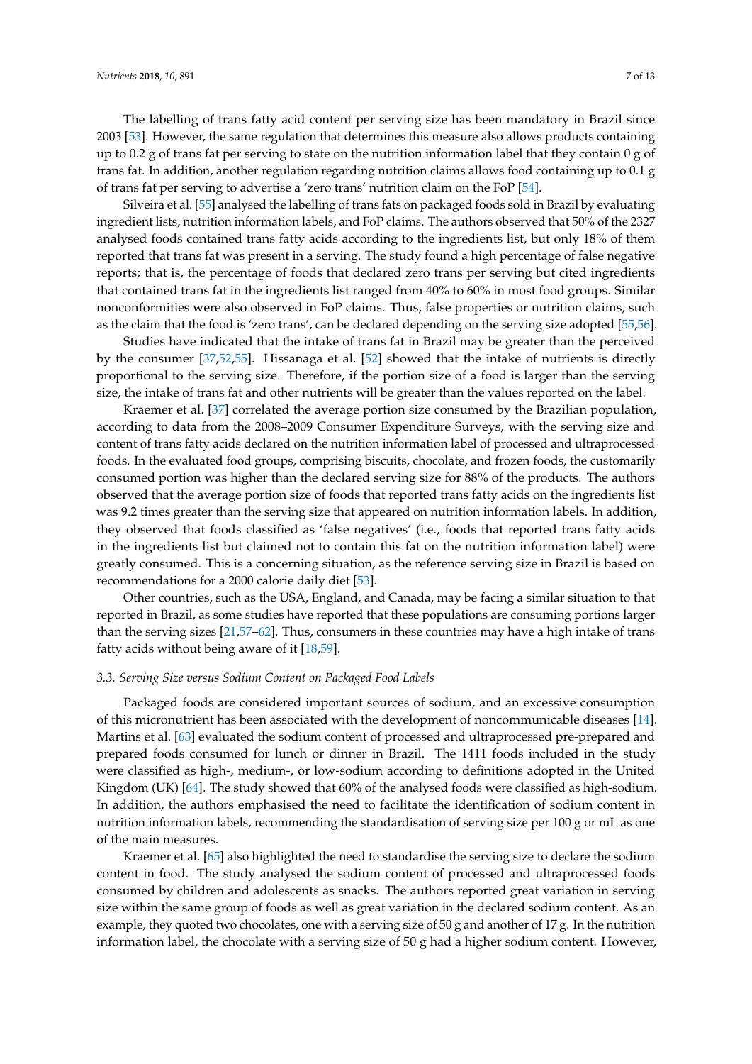The labelling of trans fatty acid content per serving size has been mandatory in Brazil since 2003 [53]. However, the same regulation that determines this measure also allows products containing up to 0.2 g of trans fat per serving to state on the nutrition information label that they contain 0 g of trans fat. In addition, another regulation regarding nutrition claims allows food containing up to 0.1 g of trans fat per serving to advertise a 'zero trans' nutrition claim on the FoP [54].

Silveira et al. [55] analysed the labelling of trans fats on packaged foods sold in Brazil by evaluating ingredient lists, nutrition information labels, and FoP claims. The authors observed that 50% of the 2327 analysed foods contained trans fatty acids according to the ingredients list, but only 18% of them reported that trans fat was present in a serving. The study found a high percentage of false negative reports; that is, the percentage of foods that declared zero trans per serving but cited ingredients that contained trans fat in the ingredients list ranged from 40% to 60% in most food groups. Similar nonconformities were also observed in FoP claims. Thus, false properties or nutrition claims, such as the claim that the food is 'zero trans', can be declared depending on the serving size adopted [55,56].

Studies have indicated that the intake of trans fat in Brazil may be greater than the perceived by the consumer [37,52,55]. Hissanaga et al. [52] showed that the intake of nutrients is directly proportional to the serving size. Therefore, if the portion size of a food is larger than the serving size, the intake of trans fat and other nutrients will be greater than the values reported on the label.

Kraemer et al. [37] correlated the average portion size consumed by the Brazilian population, according to data from the 2008–2009 Consumer Expenditure Surveys, with the serving size and content of trans fatty acids declared on the nutrition information label of processed and ultraprocessed foods. In the evaluated food groups, comprising biscuits, chocolate, and frozen foods, the customarily consumed portion was higher than the declared serving size for 88% of the products. The authors observed that the average portion size of foods that reported trans fatty acids on the ingredients list was 9.2 times greater than the serving size that appeared on nutrition information labels. In addition, they observed that foods classified as 'false negatives' (i.e., foods that reported trans fatty acids in the ingredients list but claimed not to contain this fat on the nutrition information label) were greatly consumed. This is a concerning situation, as the reference serving size in Brazil is based on recommendations for a 2000 calorie daily diet [53].

Other countries, such as the USA, England, and Canada, may be facing a similar situation to that reported in Brazil, as some studies have reported that these populations are consuming portions larger than the serving sizes [21,57–62]. Thus, consumers in these countries may have a high intake of trans fatty acids without being aware of it [18,59].

### *3.3. Serving Size versus Sodium Content on Packaged Food Labels*

Packaged foods are considered important sources of sodium, and an excessive consumption of this micronutrient has been associated with the development of noncommunicable diseases [14]. Martins et al. [63] evaluated the sodium content of processed and ultraprocessed pre-prepared and prepared foods consumed for lunch or dinner in Brazil. The 1411 foods included in the study were classified as high-, medium-, or low-sodium according to definitions adopted in the United Kingdom (UK) [64]. The study showed that 60% of the analysed foods were classified as high-sodium. In addition, the authors emphasised the need to facilitate the identification of sodium content in nutrition information labels, recommending the standardisation of serving size per 100 g or mL as one of the main measures.

Kraemer et al. [65] also highlighted the need to standardise the serving size to declare the sodium content in food. The study analysed the sodium content of processed and ultraprocessed foods consumed by children and adolescents as snacks. The authors reported great variation in serving size within the same group of foods as well as great variation in the declared sodium content. As an example, they quoted two chocolates, one with a serving size of 50 g and another of 17 g. In the nutrition information label, the chocolate with a serving size of 50 g had a higher sodium content. However,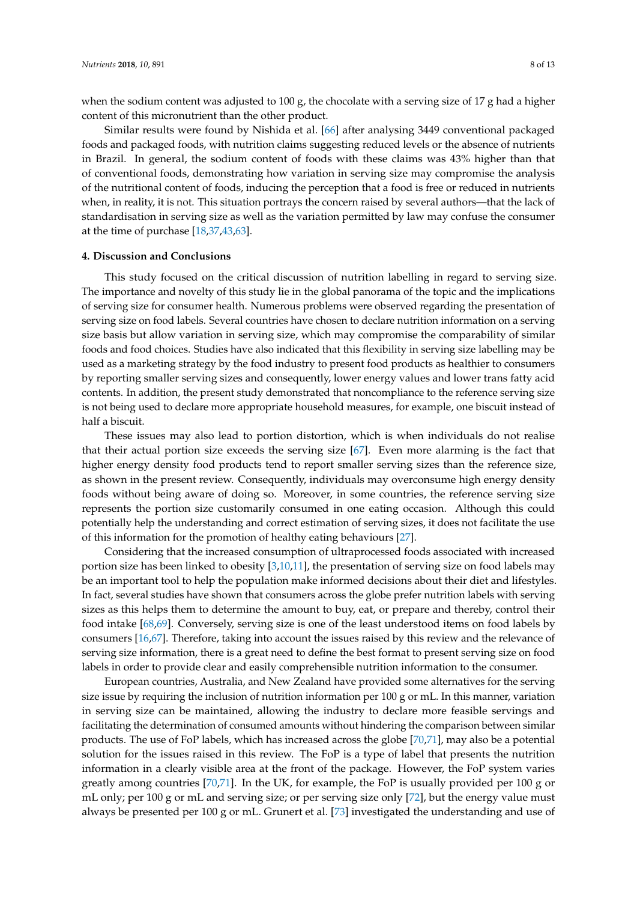when the sodium content was adjusted to 100 g, the chocolate with a serving size of 17 g had a higher content of this micronutrient than the other product.

Similar results were found by Nishida et al. [66] after analysing 3449 conventional packaged foods and packaged foods, with nutrition claims suggesting reduced levels or the absence of nutrients in Brazil. In general, the sodium content of foods with these claims was 43% higher than that of conventional foods, demonstrating how variation in serving size may compromise the analysis of the nutritional content of foods, inducing the perception that a food is free or reduced in nutrients when, in reality, it is not. This situation portrays the concern raised by several authors—that the lack of standardisation in serving size as well as the variation permitted by law may confuse the consumer at the time of purchase [18,37,43,63].

## 4. Discussion and Conclusions

This study focused on the critical discussion of nutrition labelling in regard to serving size. The importance and novelty of this study lie in the global panorama of the topic and the implications of serving size for consumer health. Numerous problems were observed regarding the presentation of serving size on food labels. Several countries have chosen to declare nutrition information on a serving size basis but allow variation in serving size, which may compromise the comparability of similar foods and food choices. Studies have also indicated that this flexibility in serving size labelling may be used as a marketing strategy by the food industry to present food products as healthier to consumers by reporting smaller serving sizes and consequently, lower energy values and lower trans fatty acid contents. In addition, the present study demonstrated that noncompliance to the reference serving size is not being used to declare more appropriate household measures, for example, one biscuit instead of half a biscuit.

These issues may also lead to portion distortion, which is when individuals do not realise that their actual portion size exceeds the serving size [67]. Even more alarming is the fact that higher energy density food products tend to report smaller serving sizes than the reference size, as shown in the present review. Consequently, individuals may overconsume high energy density foods without being aware of doing so. Moreover, in some countries, the reference serving size represents the portion size customarily consumed in one eating occasion. Although this could potentially help the understanding and correct estimation of serving sizes, it does not facilitate the use of this information for the promotion of healthy eating behaviours [27].

Considering that the increased consumption of ultraprocessed foods associated with increased portion size has been linked to obesity [3,10,11], the presentation of serving size on food labels may be an important tool to help the population make informed decisions about their diet and lifestyles. In fact, several studies have shown that consumers across the globe prefer nutrition labels with serving sizes as this helps them to determine the amount to buy, eat, or prepare and thereby, control their food intake [68,69]. Conversely, serving size is one of the least understood items on food labels by consumers [16,67]. Therefore, taking into account the issues raised by this review and the relevance of serving size information, there is a great need to define the best format to present serving size on food labels in order to provide clear and easily comprehensible nutrition information to the consumer.

European countries, Australia, and New Zealand have provided some alternatives for the serving size issue by requiring the inclusion of nutrition information per 100 g or mL. In this manner, variation in serving size can be maintained, allowing the industry to declare more feasible servings and facilitating the determination of consumed amounts without hindering the comparison between similar products. The use of FoP labels, which has increased across the globe [70,71], may also be a potential solution for the issues raised in this review. The FoP is a type of label that presents the nutrition information in a clearly visible area at the front of the package. However, the FoP system varies greatly among countries [70,71]. In the UK, for example, the FoP is usually provided per 100 g or mL only; per 100 g or mL and serving size; or per serving size only [72], but the energy value must always be presented per 100 g or mL. Grunert et al. [73] investigated the understanding and use of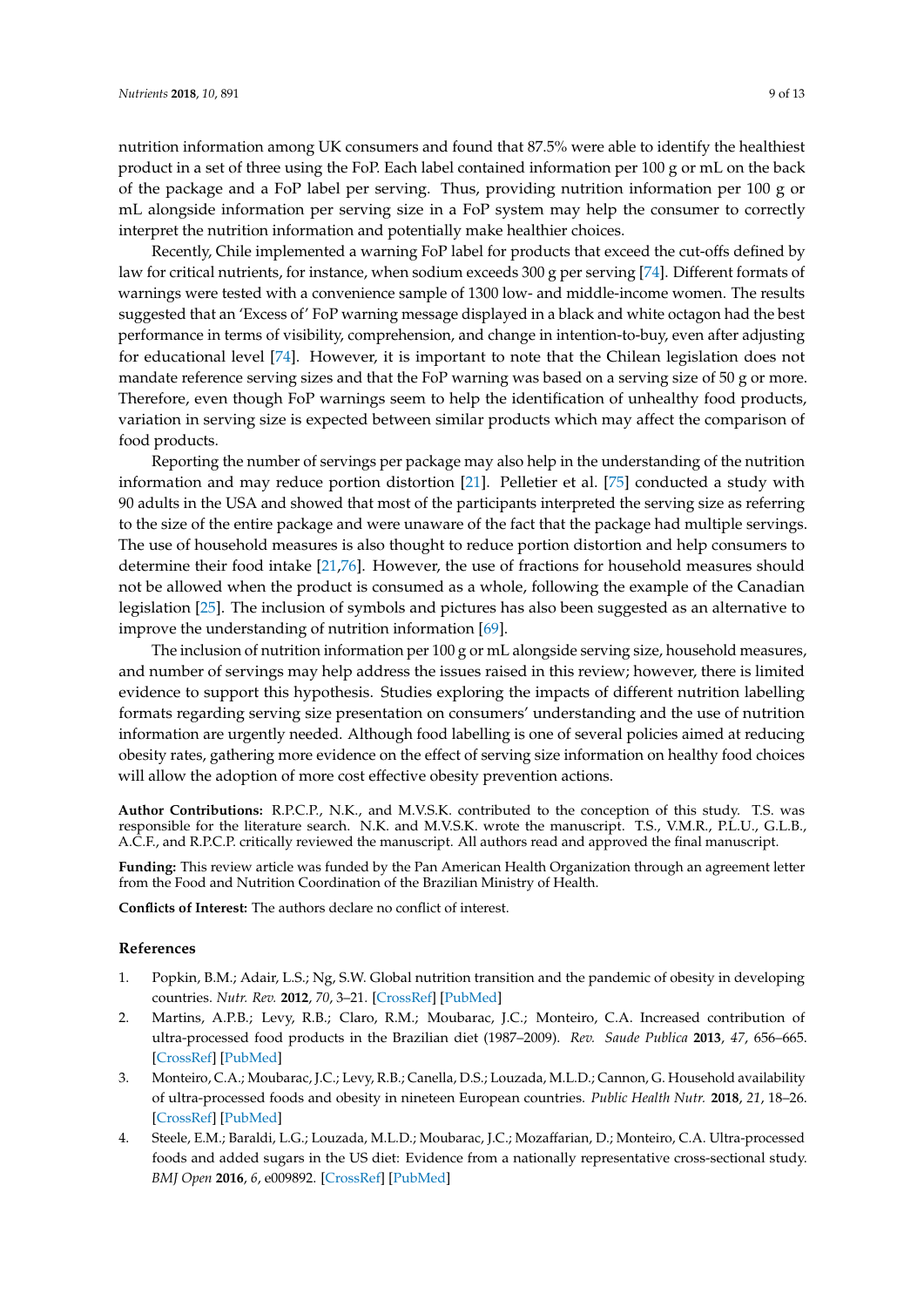nutrition information among UK consumers and found that 87.5% were able to identify the healthiest product in a set of three using the FoP. Each label contained information per 100 g or mL on the back of the package and a FoP label per serving. Thus, providing nutrition information per 100 g or mL alongside information per serving size in a FoP system may help the consumer to correctly interpret the nutrition information and potentially make healthier choices.

Recently, Chile implemented a warning FoP label for products that exceed the cut-offs defined by law for critical nutrients, for instance, when sodium exceeds 300 g per serving [74]. Different formats of warnings were tested with a convenience sample of 1300 low- and middle-income women. The results suggested that an 'Excess of' FoP warning message displayed in a black and white octagon had the best performance in terms of visibility, comprehension, and change in intention-to-buy, even after adjusting for educational level [74]. However, it is important to note that the Chilean legislation does not mandate reference serving sizes and that the FoP warning was based on a serving size of 50 g or more. Therefore, even though FoP warnings seem to help the identification of unhealthy food products, variation in serving size is expected between similar products which may affect the comparison of food products.

Reporting the number of servings per package may also help in the understanding of the nutrition information and may reduce portion distortion [21]. Pelletier et al. [75] conducted a study with 90 adults in the USA and showed that most of the participants interpreted the serving size as referring to the size of the entire package and were unaware of the fact that the package had multiple servings. The use of household measures is also thought to reduce portion distortion and help consumers to determine their food intake [21,76]. However, the use of fractions for household measures should not be allowed when the product is consumed as a whole, following the example of the Canadian legislation [25]. The inclusion of symbols and pictures has also been suggested as an alternative to improve the understanding of nutrition information [69].

The inclusion of nutrition information per 100 g or mL alongside serving size, household measures, and number of servings may help address the issues raised in this review; however, there is limited evidence to support this hypothesis. Studies exploring the impacts of different nutrition labelling formats regarding serving size presentation on consumers' understanding and the use of nutrition information are urgently needed. Although food labelling is one of several policies aimed at reducing obesity rates, gathering more evidence on the effect of serving size information on healthy food choices will allow the adoption of more cost effective obesity prevention actions.

**Author Contributions:** R.P.C.P., N.K., and M.V.S.K. contributed to the conception of this study. T.S. was responsible for the literature search. N.K. and M.V.S.K. wrote the manuscript. T.S., V.M.R., P.L.U., G.L.B., A.C.F., and R.P.C.P. critically reviewed the manuscript. All authors read and approved the final manuscript.

**Funding:** This review article was funded by the Pan American Health Organization through an agreement letter from the Food and Nutrition Coordination of the Brazilian Ministry of Health.

**Conflicts of Interest:** The authors declare no conflict of interest.

## References

1. Popkin, B.M.; Adair, L.S.; Ng, S.W. Global nutrition transition and the pandemic of obesity in developing countries. *Nutr. Rev.* **2012**, *70*, 3–21. [CrossRef] [PubMed]
2. Martins, A.P.B.; Levy, R.B.; Claro, R.M.; Moubarac, J.C.; Monteiro, C.A. Increased contribution of ultra-processed food products in the Brazilian diet (1987–2009). *Rev. Saude Publica* **2013**, *47*, 656–665. [CrossRef] [PubMed]
3. Monteiro, C.A.; Moubarac, J.C.; Levy, R.B.; Canella, D.S.; Louzada, M.L.D.; Cannon, G. Household availability of ultra-processed foods and obesity in nineteen European countries. *Public Health Nutr.* **2018**, *21*, 18–26. [CrossRef] [PubMed]
4. Steele, E.M.; Baraldi, L.G.; Louzada, M.L.D.; Moubarac, J.C.; Mozaffarian, D.; Monteiro, C.A. Ultra-processed foods and added sugars in the US diet: Evidence from a nationally representative cross-sectional study. *BMJ Open* **2016**, *6*, e009892. [CrossRef] [PubMed]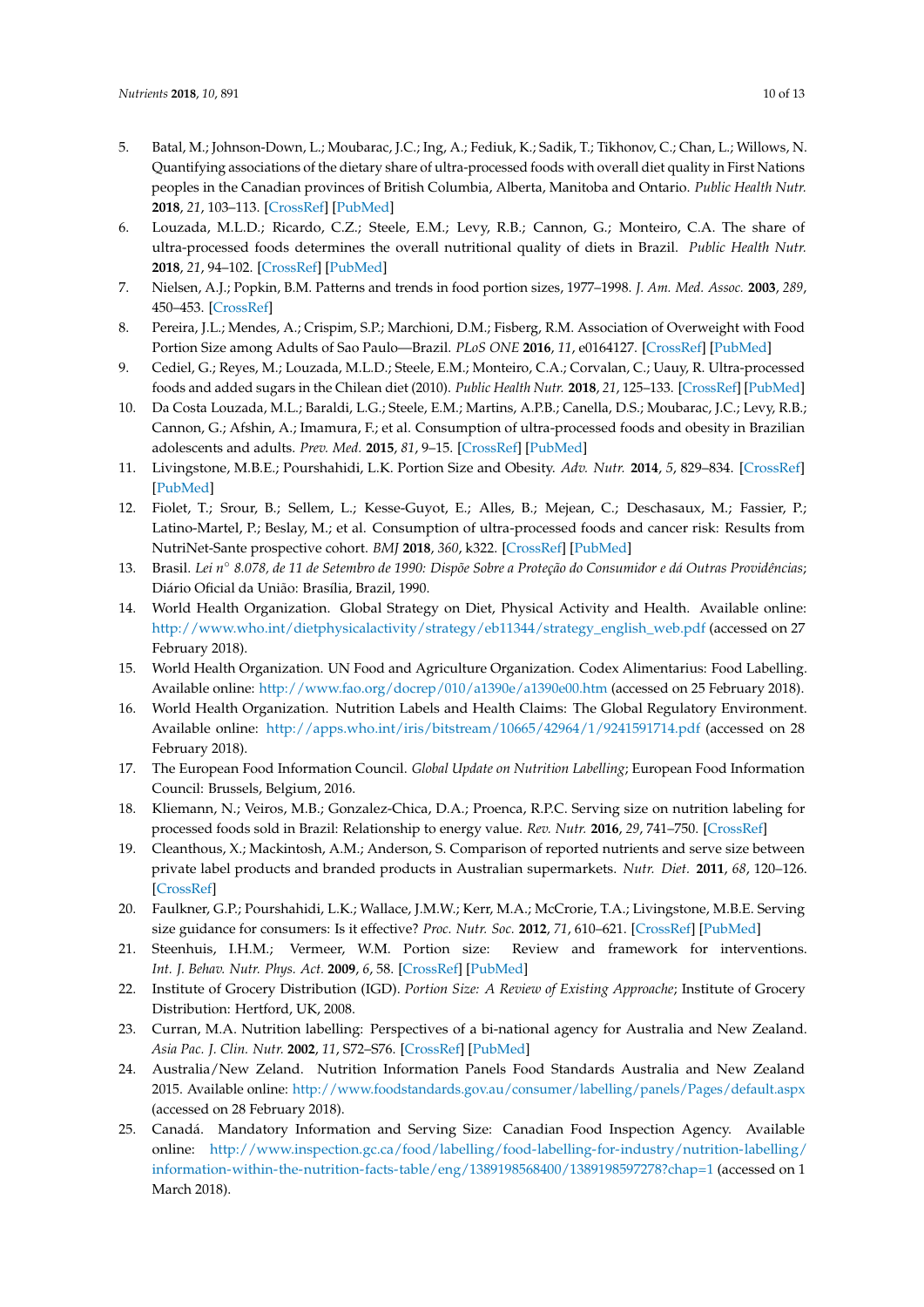5. Batal, M.; Johnson-Down, L.; Moubarac, J.C.; Ing, A.; Fediuk, K.; Sadik, T.; Tikhonov, C.; Chan, L.; Willows, N. Quantifying associations of the dietary share of ultra-processed foods with overall diet quality in First Nations peoples in the Canadian provinces of British Columbia, Alberta, Manitoba and Ontario. *Public Health Nutr.* **2018**, *21*, 103–113. [CrossRef] [PubMed]
6. Louzada, M.L.D.; Ricardo, C.Z.; Steele, E.M.; Levy, R.B.; Cannon, G.; Monteiro, C.A. The share of ultra-processed foods determines the overall nutritional quality of diets in Brazil. *Public Health Nutr.* **2018**, *21*, 94–102. [CrossRef] [PubMed]
7. Nielsen, A.J.; Popkin, B.M. Patterns and trends in food portion sizes, 1977–1998. *J. Am. Med. Assoc.* **2003**, *289*, 450–453. [CrossRef]
8. Pereira, J.L.; Mendes, A.; Crispim, S.P.; Marchioni, D.M.; Fisberg, R.M. Association of Overweight with Food Portion Size among Adults of Sao Paulo—Brazil. *PLoS ONE* **2016**, *11*, e0164127. [CrossRef] [PubMed]
9. Cediel, G.; Reyes, M.; Louzada, M.L.D.; Steele, E.M.; Monteiro, C.A.; Corvalan, C.; Uauy, R. Ultra-processed foods and added sugars in the Chilean diet (2010). *Public Health Nutr.* **2018**, *21*, 125–133. [CrossRef] [PubMed]
10. Da Costa Louzada, M.L.; Baraldi, L.G.; Steele, E.M.; Martins, A.P.B.; Canella, D.S.; Moubarac, J.C.; Levy, R.B.; Cannon, G.; Afshin, A.; Imamura, F.; et al. Consumption of ultra-processed foods and obesity in Brazilian adolescents and adults. *Prev. Med.* **2015**, *81*, 9–15. [CrossRef] [PubMed]
11. Livingstone, M.B.E.; Pourshahidi, L.K. Portion Size and Obesity. *Adv. Nutr.* **2014**, *5*, 829–834. [CrossRef] [PubMed]
12. Fiolet, T.; Srour, B.; Sellem, L.; Kesse-Guyot, E.; Alles, B.; Mejean, C.; Deschasaux, M.; Fassier, P.; Latino-Martel, P.; Beslay, M.; et al. Consumption of ultra-processed foods and cancer risk: Results from NutriNet-Sante prospective cohort. *BMJ* **2018**, *360*, k322. [CrossRef] [PubMed]
13. Brasil. *Lei n° 8.078, de 11 de Setembro de 1990: Dispõe Sobre a Proteção do Consumidor e dá Outras Providências*; Diário Oficial da União: Brasília, Brazil, 1990.
14. World Health Organization. Global Strategy on Diet, Physical Activity and Health. Available online: http://www.who.int/dietphysicalactivity/strategy/eb11344/strategy_english_web.pdf (accessed on 27 February 2018).
15. World Health Organization. UN Food and Agriculture Organization. Codex Alimentarius: Food Labelling. Available online: http://www.fao.org/docrep/010/a1390e/a1390e00.htm (accessed on 25 February 2018).
16. World Health Organization. Nutrition Labels and Health Claims: The Global Regulatory Environment. Available online: http://apps.who.int/iris/bitstream/10665/42964/1/9241591714.pdf (accessed on 28 February 2018).
17. The European Food Information Council. *Global Update on Nutrition Labelling*; European Food Information Council: Brussels, Belgium, 2016.
18. Kliemann, N.; Veiros, M.B.; Gonzalez-Chica, D.A.; Proenca, R.P.C. Serving size on nutrition labeling for processed foods sold in Brazil: Relationship to energy value. *Rev. Nutr.* **2016**, *29*, 741–750. [CrossRef]
19. Cleanthous, X.; Mackintosh, A.M.; Anderson, S. Comparison of reported nutrients and serve size between private label products and branded products in Australian supermarkets. *Nutr. Diet.* **2011**, *68*, 120–126. [CrossRef]
20. Faulkner, G.P.; Pourshahidi, L.K.; Wallace, J.M.W.; Kerr, M.A.; McCrorie, T.A.; Livingstone, M.B.E. Serving size guidance for consumers: Is it effective? *Proc. Nutr. Soc.* **2012**, *71*, 610–621. [CrossRef] [PubMed]
21. Steenhuis, I.H.M.; Vermeer, W.M. Portion size: Review and framework for interventions. *Int. J. Behav. Nutr. Phys. Act.* **2009**, *6*, 58. [CrossRef] [PubMed]
22. Institute of Grocery Distribution (IGD). *Portion Size: A Review of Existing Approache*; Institute of Grocery Distribution: Hertford, UK, 2008.
23. Curran, M.A. Nutrition labelling: Perspectives of a bi-national agency for Australia and New Zealand. *Asia Pac. J. Clin. Nutr.* **2002**, *11*, S72–S76. [CrossRef] [PubMed]
24. Australia/New Zeland. Nutrition Information Panels Food Standards Australia and New Zealand 2015. Available online: http://www.foodstandards.gov.au/consumer/labelling/panels/Pages/default.aspx (accessed on 28 February 2018).
25. Canadá. Mandatory Information and Serving Size: Canadian Food Inspection Agency. Available online: http://www.inspection.gc.ca/food/labelling/food-labelling-for-industry/nutrition-labelling/information-within-the-nutrition-facts-table/eng/1389198568400/1389198597278?chap=1 (accessed on 1 March 2018).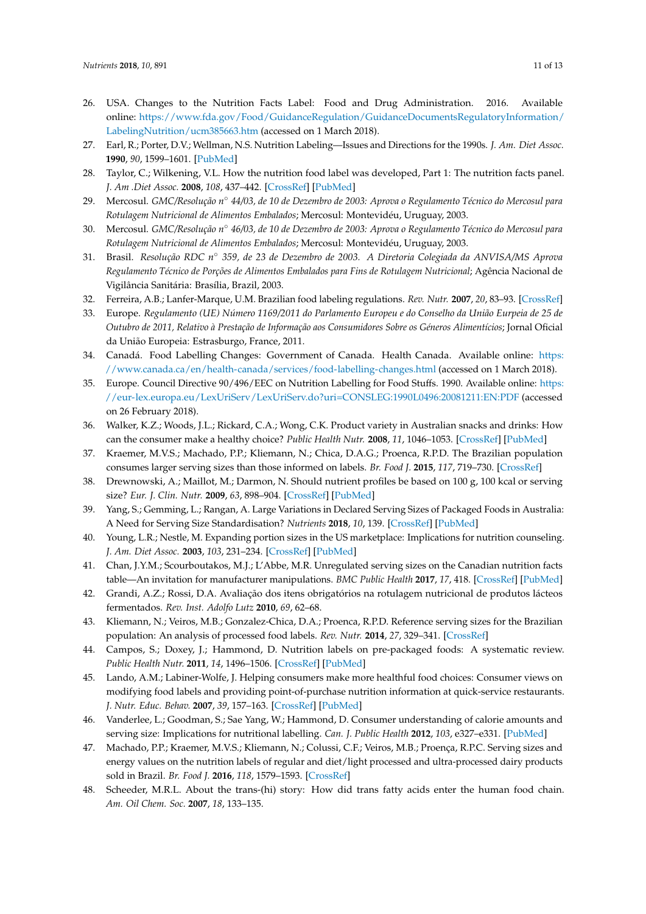26. USA. Changes to the Nutrition Facts Label: Food and Drug Administration. 2016. Available online: https://www.fda.gov/Food/GuidanceRegulation/GuidanceDocumentsRegulatoryInformation/LabelingNutrition/ucm385663.htm (accessed on 1 March 2018).
27. Earl, R.; Porter, D.V.; Wellman, N.S. Nutrition Labeling—Issues and Directions for the 1990s. *J. Am. Diet Assoc.* **1990**, *90*, 1599–1601. [PubMed]
28. Taylor, C.; Wilkening, V.L. How the nutrition food label was developed, Part 1: The nutrition facts panel. *J. Am .Diet Assoc.* **2008**, *108*, 437–442. [CrossRef] [PubMed]
29. Mercosul. *GMC/Resolução n° 44/03, de 10 de Dezembro de 2003: Aprova o Regulamento Técnico do Mercosul para Rotulagem Nutricional de Alimentos Embalados*; Mercosul: Montevidéu, Uruguay, 2003.
30. Mercosul. *GMC/Resolução n° 46/03, de 10 de Dezembro de 2003: Aprova o Regulamento Técnico do Mercosul para Rotulagem Nutricional de Alimentos Embalados*; Mercosul: Montevidéu, Uruguay, 2003.
31. Brasil. *Resolução RDC n° 359, de 23 de Dezembro de 2003. A Diretoria Colegiada da ANVISA/MS Aprova Regulamento Técnico de Porções de Alimentos Embalados para Fins de Rotulagem Nutricional*; Agência Nacional de Vigilância Sanitária: Brasília, Brazil, 2003.
32. Ferreira, A.B.; Lanfer-Marque, U.M. Brazilian food labeling regulations. *Rev. Nutr.* **2007**, *20*, 83–93. [CrossRef]
33. Europe. *Regulamento (UE) Número 1169/2011 do Parlamento Europeu e do Conselho da União Eurpeia de 25 de Outubro de 2011, Relativo à Prestação de Informação aos Consumidores Sobre os Géneros Alimentícios*; Jornal Oficial da União Europeia: Estrasburgo, France, 2011.
34. Canadá. Food Labelling Changes: Government of Canada. Health Canada. Available online: https://www.canada.ca/en/health-canada/services/food-labelling-changes.html (accessed on 1 March 2018).
35. Europe. Council Directive 90/496/EEC on Nutrition Labelling for Food Stuffs. 1990. Available online: https://eur-lex.europa.eu/LexUriServ/LexUriServ.do?uri=CONSLEG:1990L0496:20081211:EN:PDF (accessed on 26 February 2018).
36. Walker, K.Z.; Woods, J.L.; Rickard, C.A.; Wong, C.K. Product variety in Australian snacks and drinks: How can the consumer make a healthy choice? *Public Health Nutr.* **2008**, *11*, 1046–1053. [CrossRef] [PubMed]
37. Kraemer, M.V.S.; Machado, P.P.; Kliemann, N.; Chica, D.A.G.; Proenca, R.P.D. The Brazilian population consumes larger serving sizes than those informed on labels. *Br. Food J.* **2015**, *117*, 719–730. [CrossRef]
38. Drewnowski, A.; Maillot, M.; Darmon, N. Should nutrient profiles be based on 100 g, 100 kcal or serving size? *Eur. J. Clin. Nutr.* **2009**, *63*, 898–904. [CrossRef] [PubMed]
39. Yang, S.; Gemming, L.; Rangan, A. Large Variations in Declared Serving Sizes of Packaged Foods in Australia: A Need for Serving Size Standardisation? *Nutrients* **2018**, *10*, 139. [CrossRef] [PubMed]
40. Young, L.R.; Nestle, M. Expanding portion sizes in the US marketplace: Implications for nutrition counseling. *J. Am. Diet Assoc.* **2003**, *103*, 231–234. [CrossRef] [PubMed]
41. Chan, J.Y.M.; Scourboutakos, M.J.; L'Abbe, M.R. Unregulated serving sizes on the Canadian nutrition facts table—An invitation for manufacturer manipulations. *BMC Public Health* **2017**, *17*, 418. [CrossRef] [PubMed]
42. Grandi, A.Z.; Rossi, D.A. Avaliação dos itens obrigatórios na rotulagem nutricional de produtos lácteos fermentados. *Rev. Inst. Adolfo Lutz* **2010**, *69*, 62–68.
43. Kliemann, N.; Veiros, M.B.; Gonzalez-Chica, D.A.; Proenca, R.P.D. Reference serving sizes for the Brazilian population: An analysis of processed food labels. *Rev. Nutr.* **2014**, *27*, 329–341. [CrossRef]
44. Campos, S.; Doxey, J.; Hammond, D. Nutrition labels on pre-packaged foods: A systematic review. *Public Health Nutr.* **2011**, *14*, 1496–1506. [CrossRef] [PubMed]
45. Lando, A.M.; Labiner-Wolfe, J. Helping consumers make more healthful food choices: Consumer views on modifying food labels and providing point-of-purchase nutrition information at quick-service restaurants. *J. Nutr. Educ. Behav.* **2007**, *39*, 157–163. [CrossRef] [PubMed]
46. Vanderlee, L.; Goodman, S.; Sae Yang, W.; Hammond, D. Consumer understanding of calorie amounts and serving size: Implications for nutritional labelling. *Can. J. Public Health* **2012**, *103*, e327–e331. [PubMed]
47. Machado, P.P.; Kraemer, M.V.S.; Kliemann, N.; Colussi, C.F.; Veiros, M.B.; Proença, R.P.C. Serving sizes and energy values on the nutrition labels of regular and diet/light processed and ultra-processed dairy products sold in Brazil. *Br. Food J.* **2016**, *118*, 1579–1593. [CrossRef]
48. Scheeder, M.R.L. About the trans-(hi) story: How did trans fatty acids enter the human food chain. *Am. Oil Chem. Soc.* **2007**, *18*, 133–135.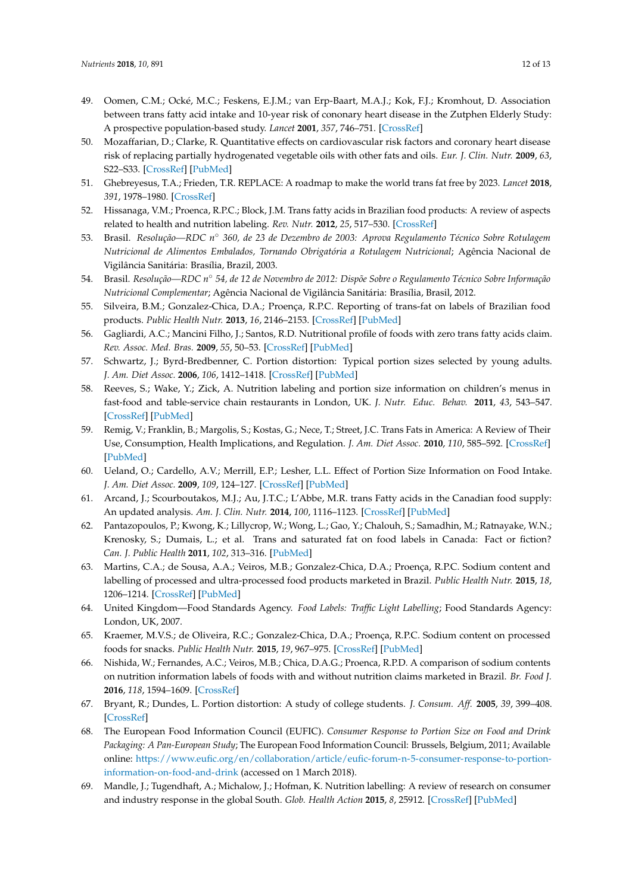49. Oomen, C.M.; Ocké, M.C.; Feskens, E.J.M.; van Erp-Baart, M.A.J.; Kok, F.J.; Kromhout, D. Association between trans fatty acid intake and 10-year risk of cononary heart disease in the Zutphen Elderly Study: A prospective population-based study. *Lancet* **2001**, *357*, 746–751. [CrossRef]
50. Mozaffarian, D.; Clarke, R. Quantitative effects on cardiovascular risk factors and coronary heart disease risk of replacing partially hydrogenated vegetable oils with other fats and oils. *Eur. J. Clin. Nutr.* **2009**, *63*, S22–S33. [CrossRef] [PubMed]
51. Ghebreyesus, T.A.; Frieden, T.R. REPLACE: A roadmap to make the world trans fat free by 2023. *Lancet* **2018**, *391*, 1978–1980. [CrossRef]
52. Hissanaga, V.M.; Proenca, R.P.C.; Block, J.M. Trans fatty acids in Brazilian food products: A review of aspects related to health and nutrition labeling. *Rev. Nutr.* **2012**, *25*, 517–530. [CrossRef]
53. Brasil. *Resolução—RDC n° 360, de 23 de Dezembro de 2003: Aprova Regulamento Técnico Sobre Rotulagem Nutricional de Alimentos Embalados, Tornando Obrigatória a Rotulagem Nutricional*; Agência Nacional de Vigilância Sanitária: Brasília, Brazil, 2003.
54. Brasil. *Resolução—RDC n° 54, de 12 de Novembro de 2012: Dispõe Sobre o Regulamento Técnico Sobre Informação Nutricional Complementar*; Agência Nacional de Vigilância Sanitária: Brasília, Brasil, 2012.
55. Silveira, B.M.; Gonzalez-Chica, D.A.; Proença, R.P.C. Reporting of trans-fat on labels of Brazilian food products. *Public Health Nutr.* **2013**, *16*, 2146–2153. [CrossRef] [PubMed]
56. Gagliardi, A.C.; Mancini Filho, J.; Santos, R.D. Nutritional profile of foods with zero trans fatty acids claim. *Rev. Assoc. Med. Bras.* **2009**, *55*, 50–53. [CrossRef] [PubMed]
57. Schwartz, J.; Byrd-Bredbenner, C. Portion distortion: Typical portion sizes selected by young adults. *J. Am. Diet Assoc.* **2006**, *106*, 1412–1418. [CrossRef] [PubMed]
58. Reeves, S.; Wake, Y.; Zick, A. Nutrition labeling and portion size information on children's menus in fast-food and table-service chain restaurants in London, UK. *J. Nutr. Educ. Behav.* **2011**, *43*, 543–547. [CrossRef] [PubMed]
59. Remig, V.; Franklin, B.; Margolis, S.; Kostas, G.; Nece, T.; Street, J.C. Trans Fats in America: A Review of Their Use, Consumption, Health Implications, and Regulation. *J. Am. Diet Assoc.* **2010**, *110*, 585–592. [CrossRef] [PubMed]
60. Ueland, O.; Cardello, A.V.; Merrill, E.P.; Lesher, L.L. Effect of Portion Size Information on Food Intake. *J. Am. Diet Assoc.* **2009**, *109*, 124–127. [CrossRef] [PubMed]
61. Arcand, J.; Scourboutakos, M.J.; Au, J.T.C.; L'Abbe, M.R. trans Fatty acids in the Canadian food supply: An updated analysis. *Am. J. Clin. Nutr.* **2014**, *100*, 1116–1123. [CrossRef] [PubMed]
62. Pantazopoulos, P.; Kwong, K.; Lillycrop, W.; Wong, L.; Gao, Y.; Chalouh, S.; Samadhin, M.; Ratnayake, W.N.; Krenosky, S.; Dumais, L.; et al. Trans and saturated fat on food labels in Canada: Fact or fiction? *Can. J. Public Health* **2011**, *102*, 313–316. [PubMed]
63. Martins, C.A.; de Sousa, A.A.; Veiros, M.B.; Gonzalez-Chica, D.A.; Proença, R.P.C. Sodium content and labelling of processed and ultra-processed food products marketed in Brazil. *Public Health Nutr.* **2015**, *18*, 1206–1214. [CrossRef] [PubMed]
64. United Kingdom—Food Standards Agency. *Food Labels: Traffic Light Labelling*; Food Standards Agency: London, UK, 2007.
65. Kraemer, M.V.S.; de Oliveira, R.C.; Gonzalez-Chica, D.A.; Proença, R.P.C. Sodium content on processed foods for snacks. *Public Health Nutr.* **2015**, *19*, 967–975. [CrossRef] [PubMed]
66. Nishida, W.; Fernandes, A.C.; Veiros, M.B.; Chica, D.A.G.; Proenca, R.P.D. A comparison of sodium contents on nutrition information labels of foods with and without nutrition claims marketed in Brazil. *Br. Food J.* **2016**, *118*, 1594–1609. [CrossRef]
67. Bryant, R.; Dundes, L. Portion distortion: A study of college students. *J. Consum. Aff.* **2005**, *39*, 399–408. [CrossRef]
68. The European Food Information Council (EUFIC). *Consumer Response to Portion Size on Food and Drink Packaging: A Pan-European Study*; The European Food Information Council: Brussels, Belgium, 2011; Available online: https://www.eufic.org/en/collaboration/article/eufic-forum-n-5-consumer-response-to-portion-information-on-food-and-drink (accessed on 1 March 2018).
69. Mandle, J.; Tugendhaft, A.; Michalow, J.; Hofman, K. Nutrition labelling: A review of research on consumer and industry response in the global South. *Glob. Health Action* **2015**, *8*, 25912. [CrossRef] [PubMed]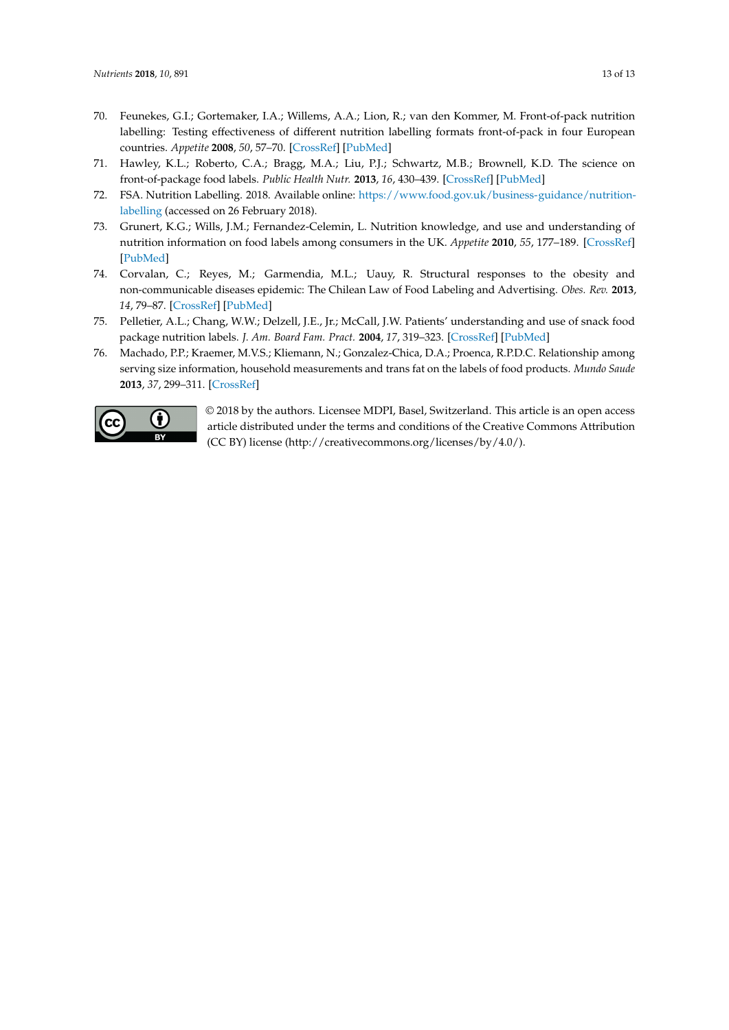70. Feunekes, G.I.; Gortemaker, I.A.; Willems, A.A.; Lion, R.; van den Kommer, M. Front-of-pack nutrition labelling: Testing effectiveness of different nutrition labelling formats front-of-pack in four European countries. *Appetite* **2008**, *50*, 57–70. [CrossRef] [PubMed]
71. Hawley, K.L.; Roberto, C.A.; Bragg, M.A.; Liu, P.J.; Schwartz, M.B.; Brownell, K.D. The science on front-of-package food labels. *Public Health Nutr.* **2013**, *16*, 430–439. [CrossRef] [PubMed]
72. FSA. Nutrition Labelling. 2018. Available online: https://www.food.gov.uk/business-guidance/nutrition-labelling (accessed on 26 February 2018).
73. Grunert, K.G.; Wills, J.M.; Fernandez-Celemin, L. Nutrition knowledge, and use and understanding of nutrition information on food labels among consumers in the UK. *Appetite* **2010**, *55*, 177–189. [CrossRef] [PubMed]
74. Corvalan, C.; Reyes, M.; Garmendia, M.L.; Uauy, R. Structural responses to the obesity and non-communicable diseases epidemic: The Chilean Law of Food Labeling and Advertising. *Obes. Rev.* **2013**, *14*, 79–87. [CrossRef] [PubMed]
75. Pelletier, A.L.; Chang, W.W.; Delzell, J.E., Jr.; McCall, J.W. Patients' understanding and use of snack food package nutrition labels. *J. Am. Board Fam. Pract.* **2004**, *17*, 319–323. [CrossRef] [PubMed]
76. Machado, P.P.; Kraemer, M.V.S.; Kliemann, N.; Gonzalez-Chica, D.A.; Proenca, R.P.D.C. Relationship among serving size information, household measurements and trans fat on the labels of food products. *Mundo Saude* **2013**, *37*, 299–311. [CrossRef]

© 2018 by the authors. Licensee MDPI, Basel, Switzerland. This article is an open access article distributed under the terms and conditions of the Creative Commons Attribution (CC BY) license (http://creativecommons.org/licenses/by/4.0/).